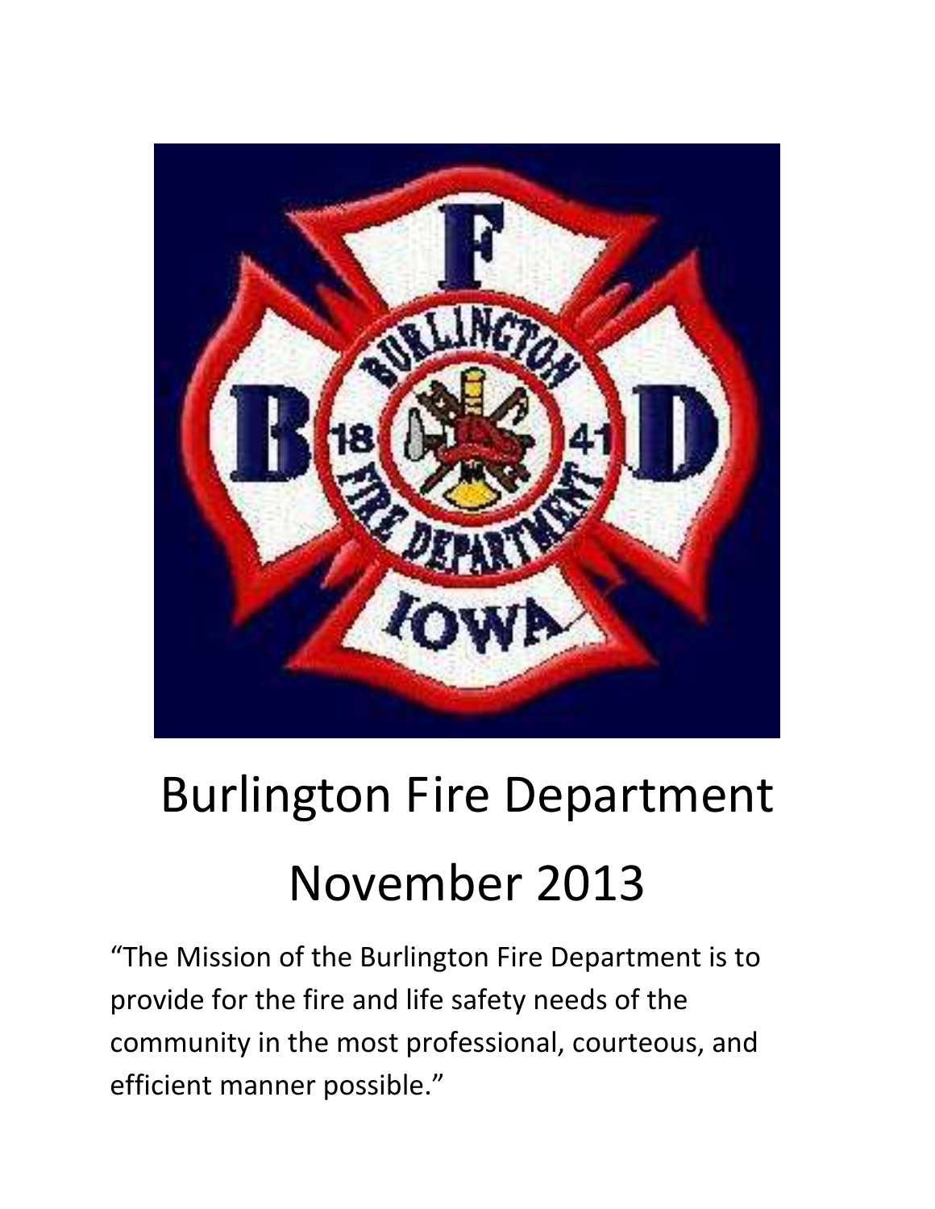# Burlington Fire Department

# November 2013

"The Mission of the Burlington Fire Department is to provide for the fire and life safety needs of the community in the most professional, courteous, and efficient manner possible."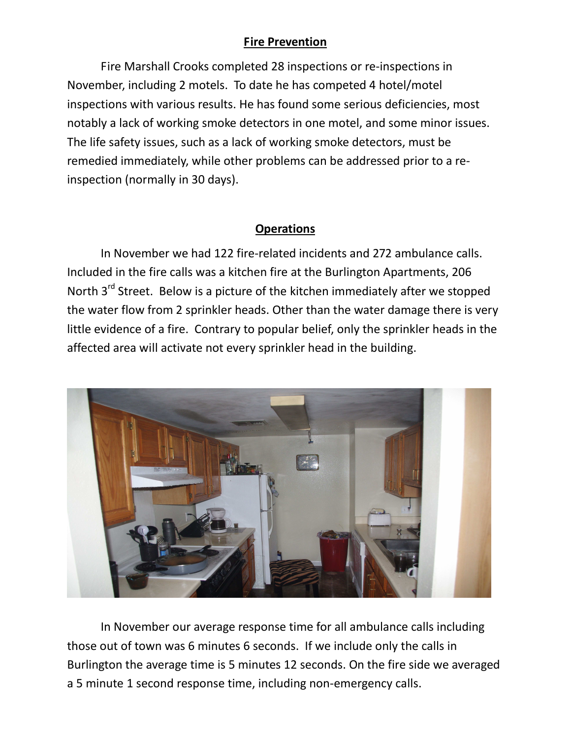## Fire Prevention

Fire Marshall Crooks completed 28 inspections or re-inspections in November, including 2 motels. To date he has competed 4 hotel/motel inspections with various results. He has found some serious deficiencies, most notably a lack of working smoke detectors in one motel, and some minor issues. The life safety issues, such as a lack of working smoke detectors, must be remedied immediately, while other problems can be addressed prior to a re-inspection (normally in 30 days).

## Operations

In November we had 122 fire-related incidents and 272 ambulance calls. Included in the fire calls was a kitchen fire at the Burlington Apartments, 206 North 3rd Street. Below is a picture of the kitchen immediately after we stopped the water flow from 2 sprinkler heads. Other than the water damage there is very little evidence of a fire. Contrary to popular belief, only the sprinkler heads in the affected area will activate not every sprinkler head in the building.

In November our average response time for all ambulance calls including those out of town was 6 minutes 6 seconds. If we include only the calls in Burlington the average time is 5 minutes 12 seconds. On the fire side we averaged a 5 minute 1 second response time, including non-emergency calls.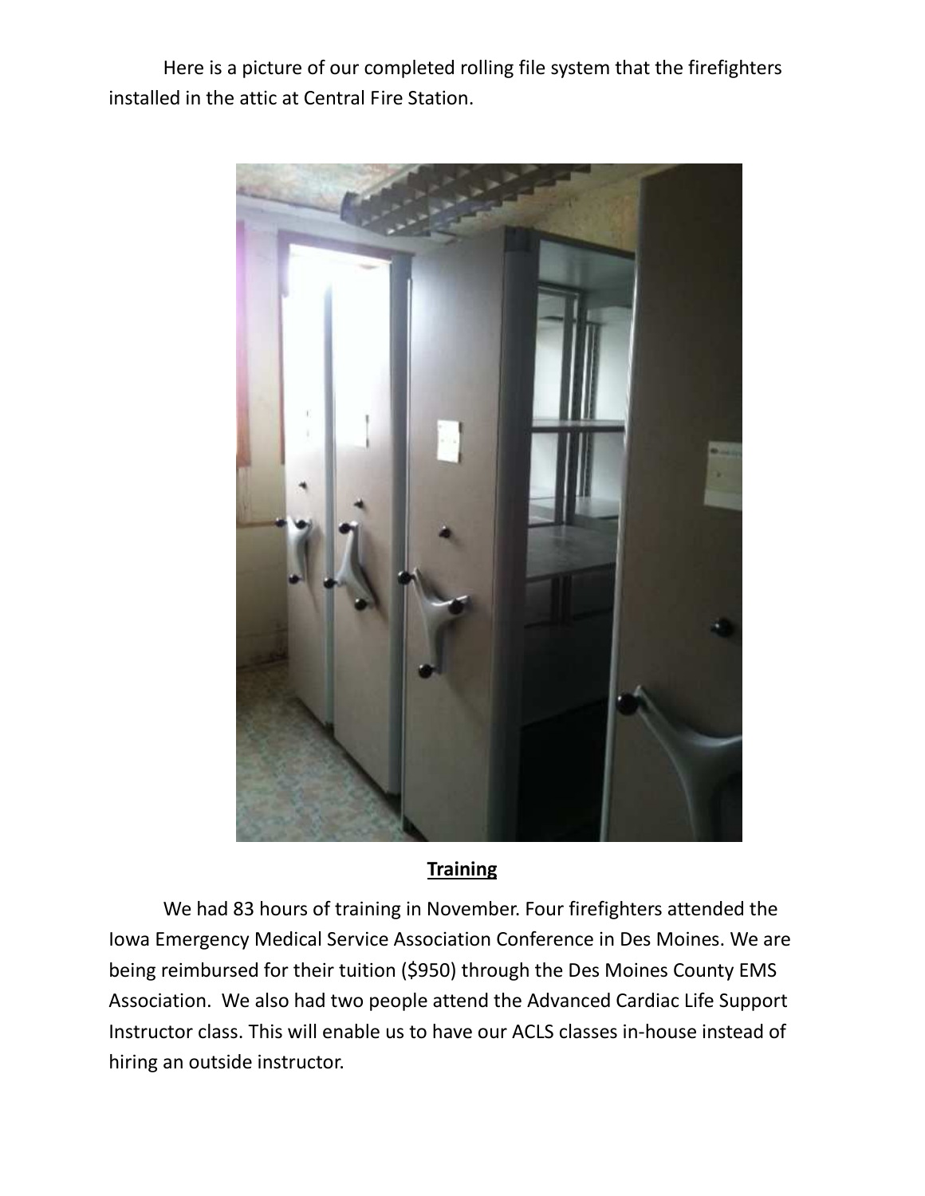Here is a picture of our completed rolling file system that the firefighters installed in the attic at Central Fire Station.

## **Training**

We had 83 hours of training in November. Four firefighters attended the Iowa Emergency Medical Service Association Conference in Des Moines. We are being reimbursed for their tuition ($950) through the Des Moines County EMS Association. We also had two people attend the Advanced Cardiac Life Support Instructor class. This will enable us to have our ACLS classes in-house instead of hiring an outside instructor.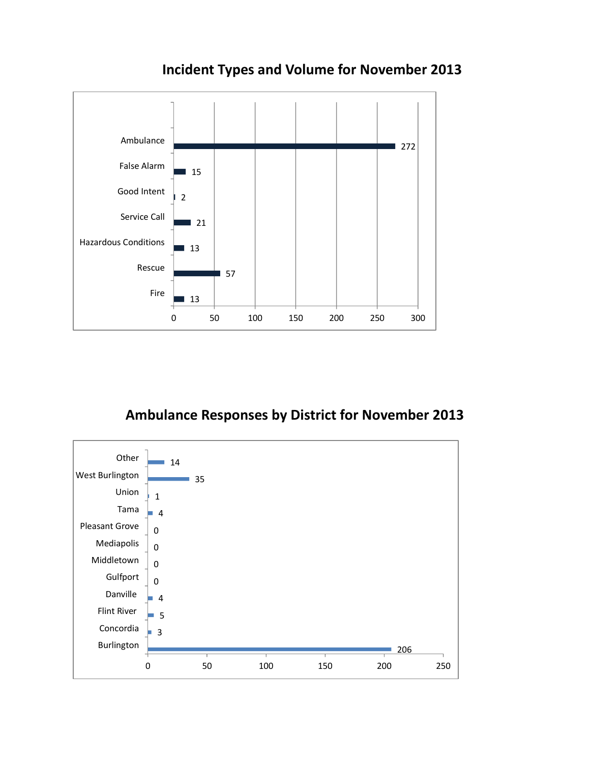## Incident Types and Volume for November 2013

| Incident Type | Volume |
|---|---|
| Ambulance | 272 |
| False Alarm | 15 |
| Good Intent | 2 |
| Service Call | 21 |
| Hazardous Conditions | 13 |
| Rescue | 57 |
| Fire | 13 |

## Ambulance Responses by District for November 2013

| District | Responses |
|---|---|
| Other | 14 |
| West Burlington | 35 |
| Union | 1 |
| Tama | 4 |
| Pleasant Grove | 0 |
| Mediapolis | 0 |
| Middletown | 0 |
| Gulfport | 0 |
| Danville | 4 |
| Flint River | 5 |
| Concordia | 3 |
| Burlington | 206 |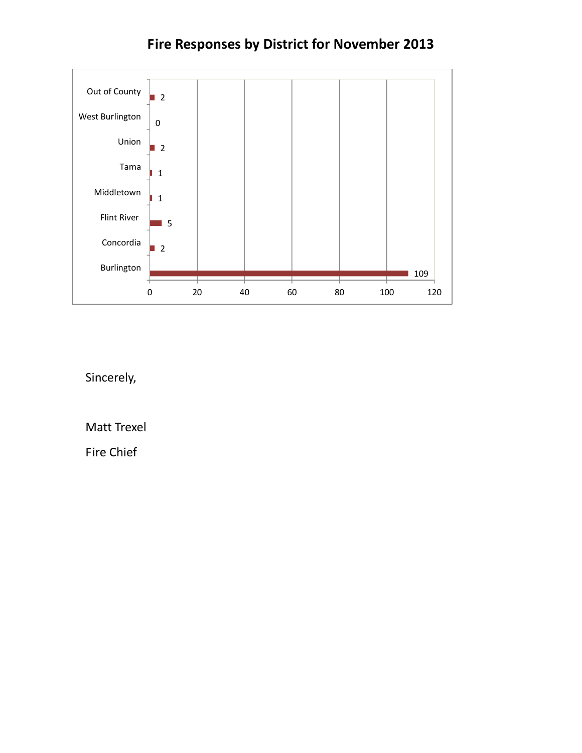## Fire Responses by District for November 2013

Out of County
2
West Burlington
0
Union
2
Tama
1
Middletown
1
Flint River
5
Concordia
2
Burlington
109

0 20 40 60 80 100 120

Sincerely,

Matt Trexel

Fire Chief